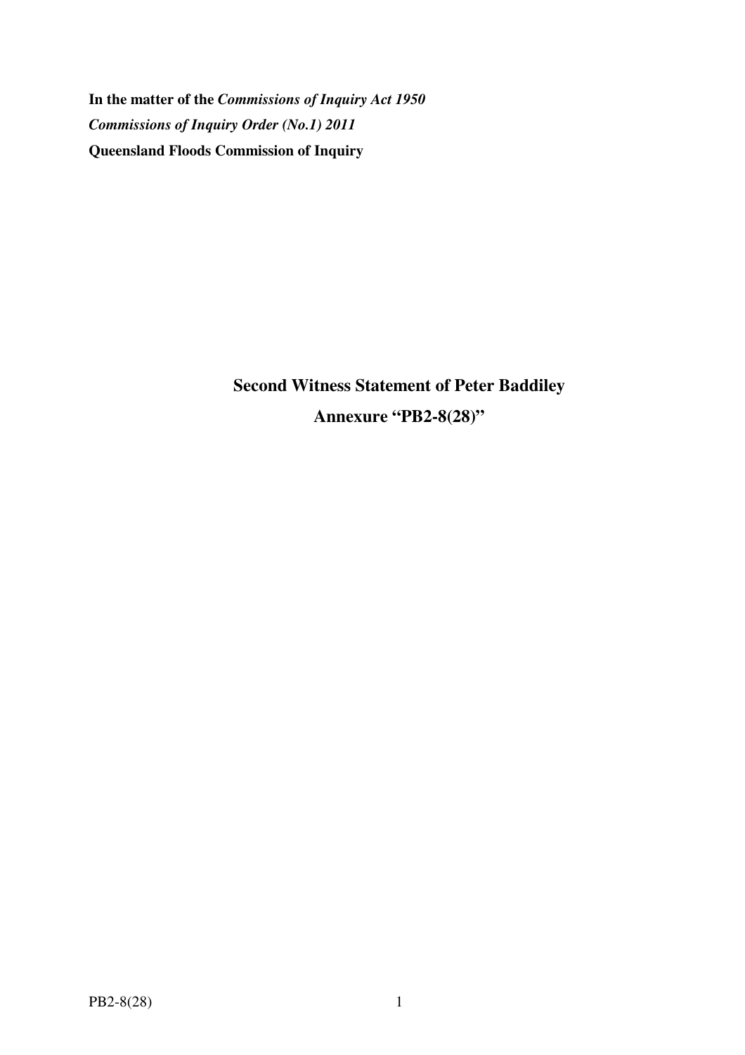**In the matter of the *Commissions of Inquiry Act 1950***

***Commissions of Inquiry Order (No.1) 2011***

**Queensland Floods Commission of Inquiry**

## Second Witness Statement of Peter Baddiley

## Annexure "PB2-8(28)"

PB2-8(28)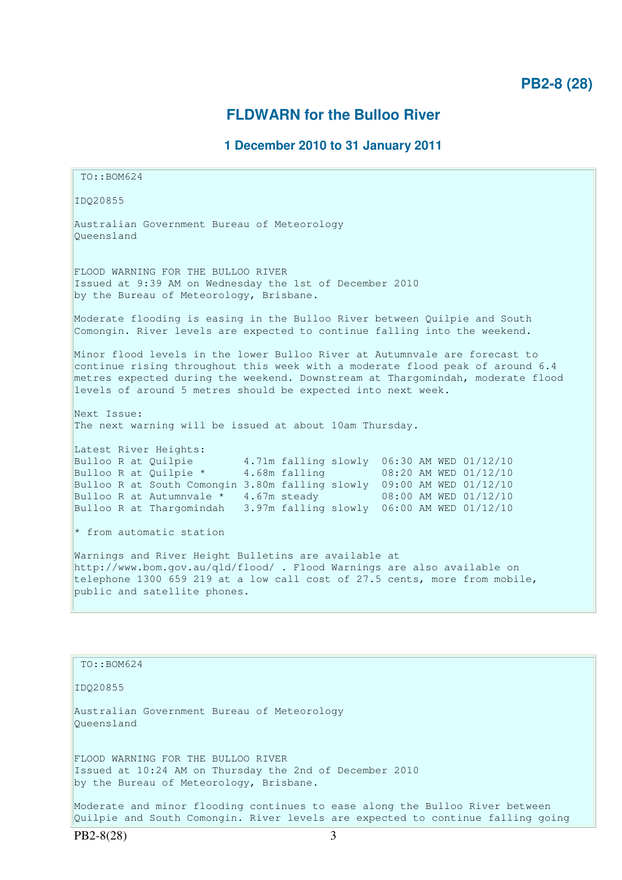**PB2-8 (28)**

## FLDWARN for the Bulloo River

### 1 December 2010 to 31 January 2011

```
TO::BOM624

IDQ20855

Australian Government Bureau of Meteorology
Queensland


FLOOD WARNING FOR THE BULLOO RIVER
Issued at 9:39 AM on Wednesday the 1st of December 2010
by the Bureau of Meteorology, Brisbane.

Moderate flooding is easing in the Bulloo River between Quilpie and South
Comongin. River levels are expected to continue falling into the weekend.

Minor flood levels in the lower Bulloo River at Autumnvale are forecast to
continue rising throughout this week with a moderate flood peak of around 6.4
metres expected during the weekend. Downstream at Thargomindah, moderate flood
levels of around 5 metres should be expected into next week.

Next Issue:
The next warning will be issued at about 10am Thursday.

Latest River Heights:
Bulloo R at Quilpie        4.71m falling slowly  06:30 AM WED 01/12/10
Bulloo R at Quilpie *      4.68m falling         08:20 AM WED 01/12/10
Bulloo R at South Comongin 3.80m falling slowly  09:00 AM WED 01/12/10
Bulloo R at Autumnvale *   4.67m steady          08:00 AM WED 01/12/10
Bulloo R at Thargomindah   3.97m falling slowly  06:00 AM WED 01/12/10

* from automatic station

Warnings and River Height Bulletins are available at
http://www.bom.gov.au/qld/flood/ . Flood Warnings are also available on
telephone 1300 659 219 at a low call cost of 27.5 cents, more from mobile,
public and satellite phones.
```

```
TO::BOM624

IDQ20855

Australian Government Bureau of Meteorology
Queensland


FLOOD WARNING FOR THE BULLOO RIVER
Issued at 10:24 AM on Thursday the 2nd of December 2010
by the Bureau of Meteorology, Brisbane.

Moderate and minor flooding continues to ease along the Bulloo River between
Quilpie and South Comongin. River levels are expected to continue falling going
```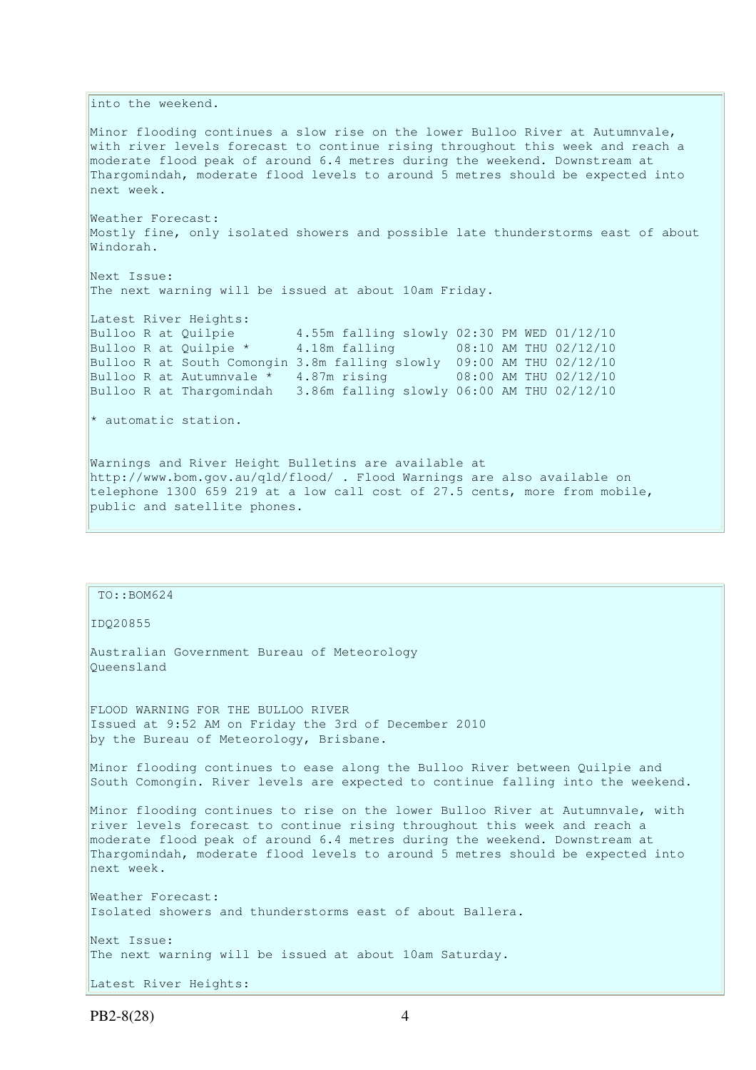into the weekend.

Minor flooding continues a slow rise on the lower Bulloo River at Autumnvale, with river levels forecast to continue rising throughout this week and reach a moderate flood peak of around 6.4 metres during the weekend. Downstream at Thargomindah, moderate flood levels to around 5 metres should be expected into next week.

Weather Forecast:
Mostly fine, only isolated showers and possible late thunderstorms east of about Windorah.

Next Issue:
The next warning will be issued at about 10am Friday.

Latest River Heights:

```
Bulloo R at Quilpie        4.55m falling slowly 02:30 PM WED 01/12/10
Bulloo R at Quilpie *      4.18m falling        08:10 AM THU 02/12/10
Bulloo R at South Comongin 3.8m falling slowly  09:00 AM THU 02/12/10
Bulloo R at Autumnvale *   4.87m rising         08:00 AM THU 02/12/10
Bulloo R at Thargomindah   3.86m falling slowly 06:00 AM THU 02/12/10
```

* automatic station.

Warnings and River Height Bulletins are available at http://www.bom.gov.au/qld/flood/ . Flood Warnings are also available on telephone 1300 659 219 at a low call cost of 27.5 cents, more from mobile, public and satellite phones.

TO::BOM624

IDQ20855

Australian Government Bureau of Meteorology
Queensland

FLOOD WARNING FOR THE BULLOO RIVER
Issued at 9:52 AM on Friday the 3rd of December 2010
by the Bureau of Meteorology, Brisbane.

Minor flooding continues to ease along the Bulloo River between Quilpie and South Comongin. River levels are expected to continue falling into the weekend.

Minor flooding continues to rise on the lower Bulloo River at Autumnvale, with river levels forecast to continue rising throughout this week and reach a moderate flood peak of around 6.4 metres during the weekend. Downstream at Thargomindah, moderate flood levels to around 5 metres should be expected into next week.

Weather Forecast:
Isolated showers and thunderstorms east of about Ballera.

Next Issue:
The next warning will be issued at about 10am Saturday.

Latest River Heights: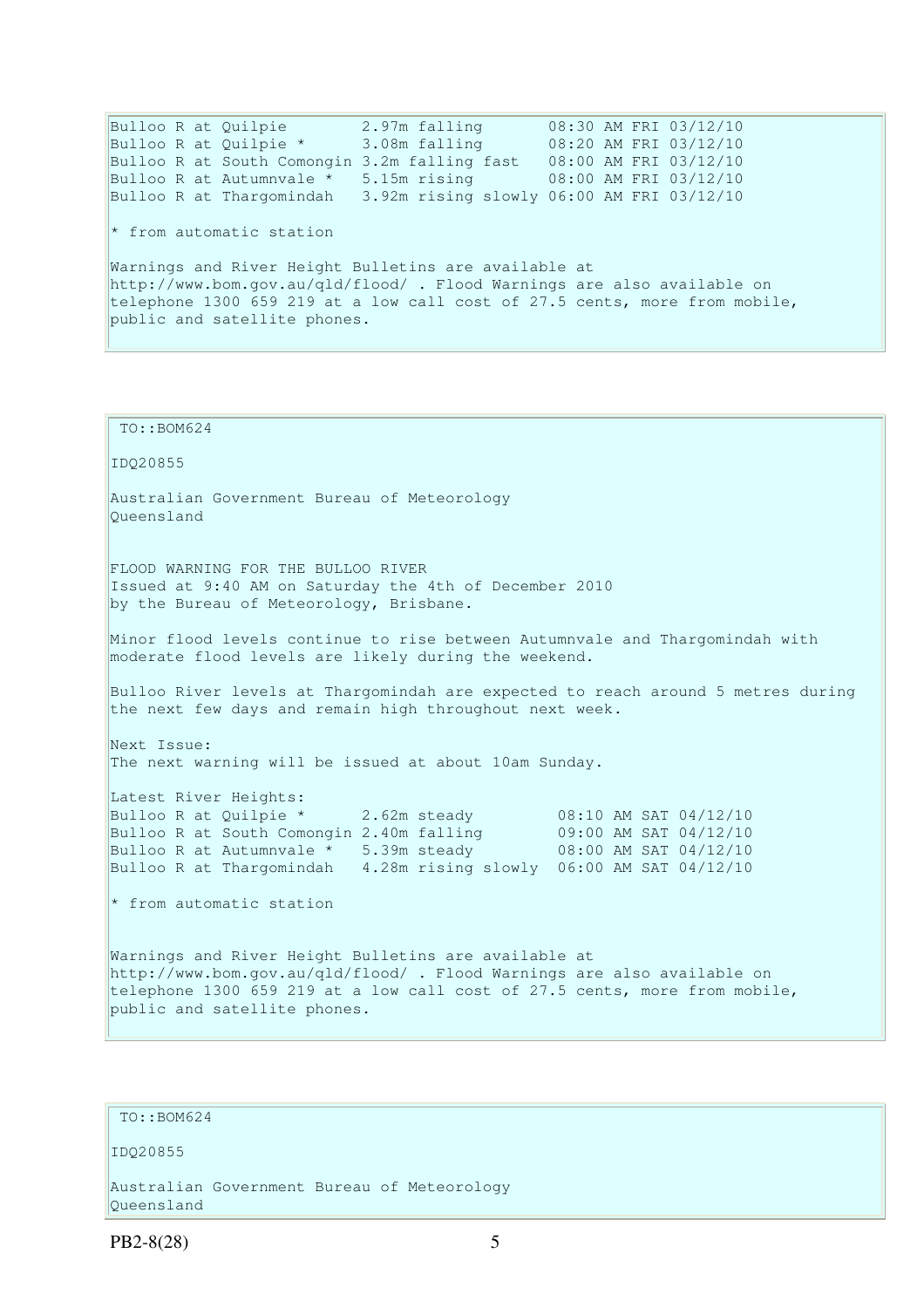```
Bulloo R at Quilpie        2.97m falling       08:30 AM FRI 03/12/10
Bulloo R at Quilpie *      3.08m falling       08:20 AM FRI 03/12/10
Bulloo R at South Comongin 3.2m falling fast   08:00 AM FRI 03/12/10
Bulloo R at Autumnvale *   5.15m rising        08:00 AM FRI 03/12/10
Bulloo R at Thargomindah   3.92m rising slowly 06:00 AM FRI 03/12/10
```

* from automatic station

Warnings and River Height Bulletins are available at http://www.bom.gov.au/qld/flood/ . Flood Warnings are also available on telephone 1300 659 219 at a low call cost of 27.5 cents, more from mobile, public and satellite phones.

---

TO::BOM624

IDQ20855

Australian Government Bureau of Meteorology
Queensland

FLOOD WARNING FOR THE BULLOO RIVER
Issued at 9:40 AM on Saturday the 4th of December 2010
by the Bureau of Meteorology, Brisbane.

Minor flood levels continue to rise between Autumnvale and Thargomindah with moderate flood levels are likely during the weekend.

Bulloo River levels at Thargomindah are expected to reach around 5 metres during the next few days and remain high throughout next week.

Next Issue:
The next warning will be issued at about 10am Sunday.

Latest River Heights:

```
Bulloo R at Quilpie *      2.62m steady         08:10 AM SAT 04/12/10
Bulloo R at South Comongin 2.40m falling        09:00 AM SAT 04/12/10
Bulloo R at Autumnvale *   5.39m steady         08:00 AM SAT 04/12/10
Bulloo R at Thargomindah   4.28m rising slowly  06:00 AM SAT 04/12/10
```

* from automatic station

Warnings and River Height Bulletins are available at http://www.bom.gov.au/qld/flood/ . Flood Warnings are also available on telephone 1300 659 219 at a low call cost of 27.5 cents, more from mobile, public and satellite phones.

---

TO::BOM624

IDQ20855

Australian Government Bureau of Meteorology
Queensland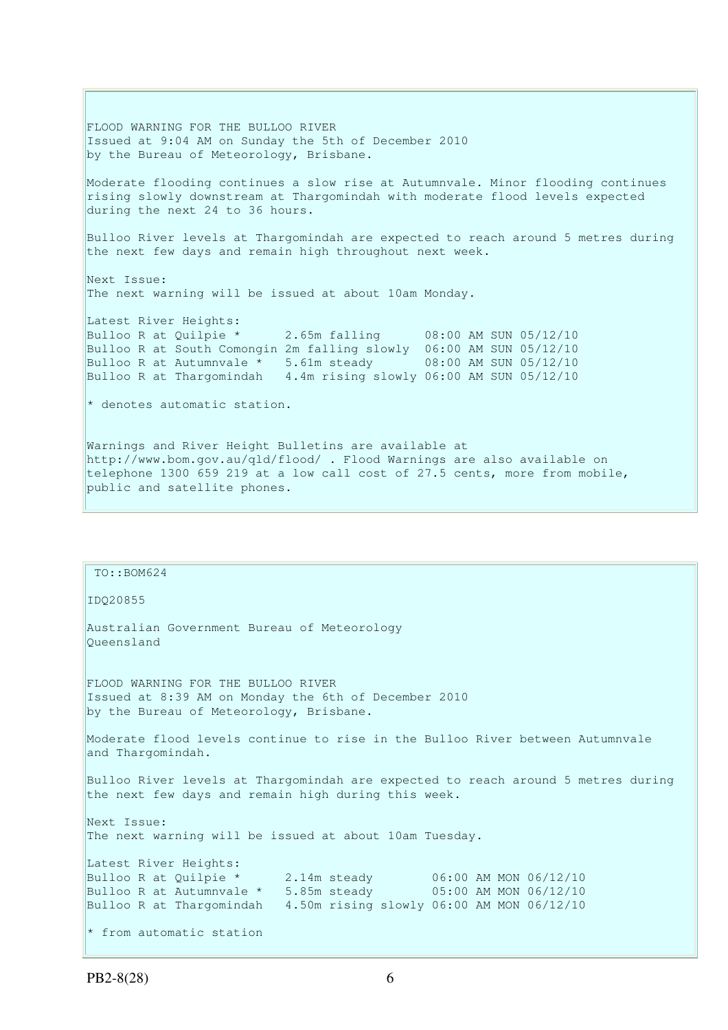FLOOD WARNING FOR THE BULLOO RIVER
Issued at 9:04 AM on Sunday the 5th of December 2010
by the Bureau of Meteorology, Brisbane.

Moderate flooding continues a slow rise at Autumnvale. Minor flooding continues rising slowly downstream at Thargomindah with moderate flood levels expected during the next 24 to 36 hours.

Bulloo River levels at Thargomindah are expected to reach around 5 metres during the next few days and remain high throughout next week.

Next Issue:
The next warning will be issued at about 10am Monday.

Latest River Heights:

```
Bulloo R at Quilpie *      2.65m falling      08:00 AM SUN 05/12/10
Bulloo R at South Comongin 2m falling slowly  06:00 AM SUN 05/12/10
Bulloo R at Autumnvale *   5.61m steady       08:00 AM SUN 05/12/10
Bulloo R at Thargomindah   4.4m rising slowly 06:00 AM SUN 05/12/10
```

* denotes automatic station.

Warnings and River Height Bulletins are available at http://www.bom.gov.au/qld/flood/ . Flood Warnings are also available on telephone 1300 659 219 at a low call cost of 27.5 cents, more from mobile, public and satellite phones.

TO::BOM624

IDQ20855

Australian Government Bureau of Meteorology
Queensland

FLOOD WARNING FOR THE BULLOO RIVER
Issued at 8:39 AM on Monday the 6th of December 2010
by the Bureau of Meteorology, Brisbane.

Moderate flood levels continue to rise in the Bulloo River between Autumnvale and Thargomindah.

Bulloo River levels at Thargomindah are expected to reach around 5 metres during the next few days and remain high during this week.

Next Issue:
The next warning will be issued at about 10am Tuesday.

Latest River Heights:

```
Bulloo R at Quilpie *      2.14m steady        06:00 AM MON 06/12/10
Bulloo R at Autumnvale *   5.85m steady        05:00 AM MON 06/12/10
Bulloo R at Thargomindah   4.50m rising slowly 06:00 AM MON 06/12/10
```

* from automatic station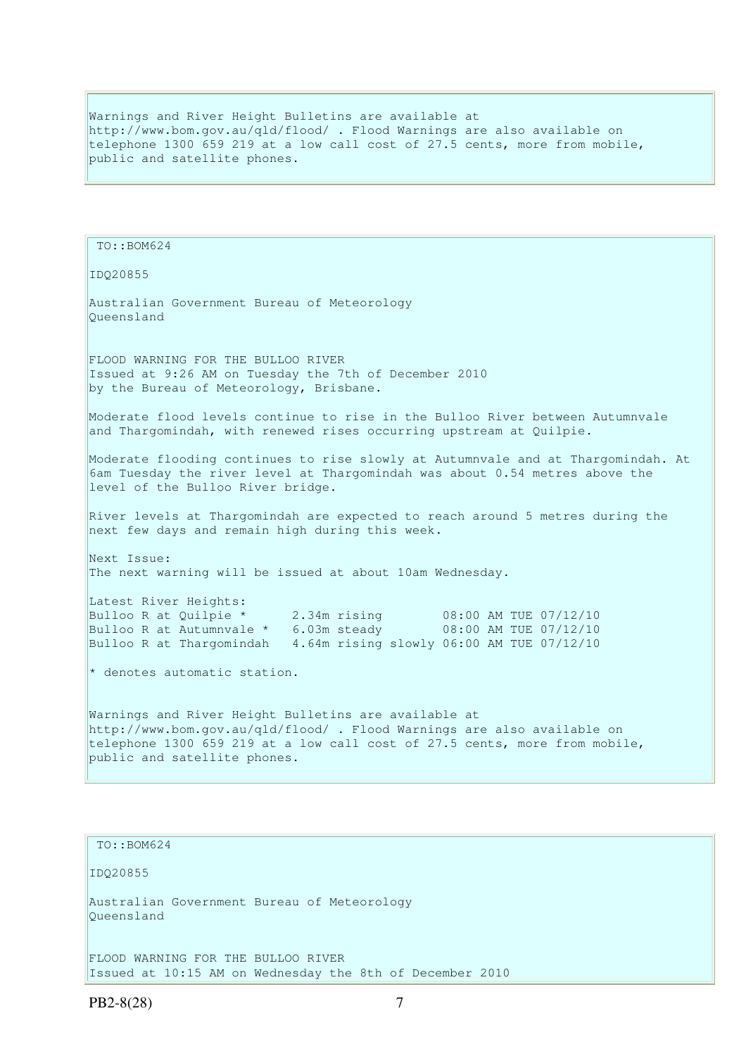Warnings and River Height Bulletins are available at http://www.bom.gov.au/qld/flood/ . Flood Warnings are also available on telephone 1300 659 219 at a low call cost of 27.5 cents, more from mobile, public and satellite phones.

TO::BOM624

IDQ20855

Australian Government Bureau of Meteorology
Queensland

FLOOD WARNING FOR THE BULLOO RIVER
Issued at 9:26 AM on Tuesday the 7th of December 2010
by the Bureau of Meteorology, Brisbane.

Moderate flood levels continue to rise in the Bulloo River between Autumnvale and Thargomindah, with renewed rises occurring upstream at Quilpie.

Moderate flooding continues to rise slowly at Autumnvale and at Thargomindah. At 6am Tuesday the river level at Thargomindah was about 0.54 metres above the level of the Bulloo River bridge.

River levels at Thargomindah are expected to reach around 5 metres during the next few days and remain high during this week.

Next Issue:
The next warning will be issued at about 10am Wednesday.

Latest River Heights:

```
Bulloo R at Quilpie *      2.34m rising        08:00 AM TUE 07/12/10
Bulloo R at Autumnvale *   6.03m steady        08:00 AM TUE 07/12/10
Bulloo R at Thargomindah   4.64m rising slowly 06:00 AM TUE 07/12/10
```

* denotes automatic station.

Warnings and River Height Bulletins are available at http://www.bom.gov.au/qld/flood/ . Flood Warnings are also available on telephone 1300 659 219 at a low call cost of 27.5 cents, more from mobile, public and satellite phones.

TO::BOM624

IDQ20855

Australian Government Bureau of Meteorology
Queensland

FLOOD WARNING FOR THE BULLOO RIVER
Issued at 10:15 AM on Wednesday the 8th of December 2010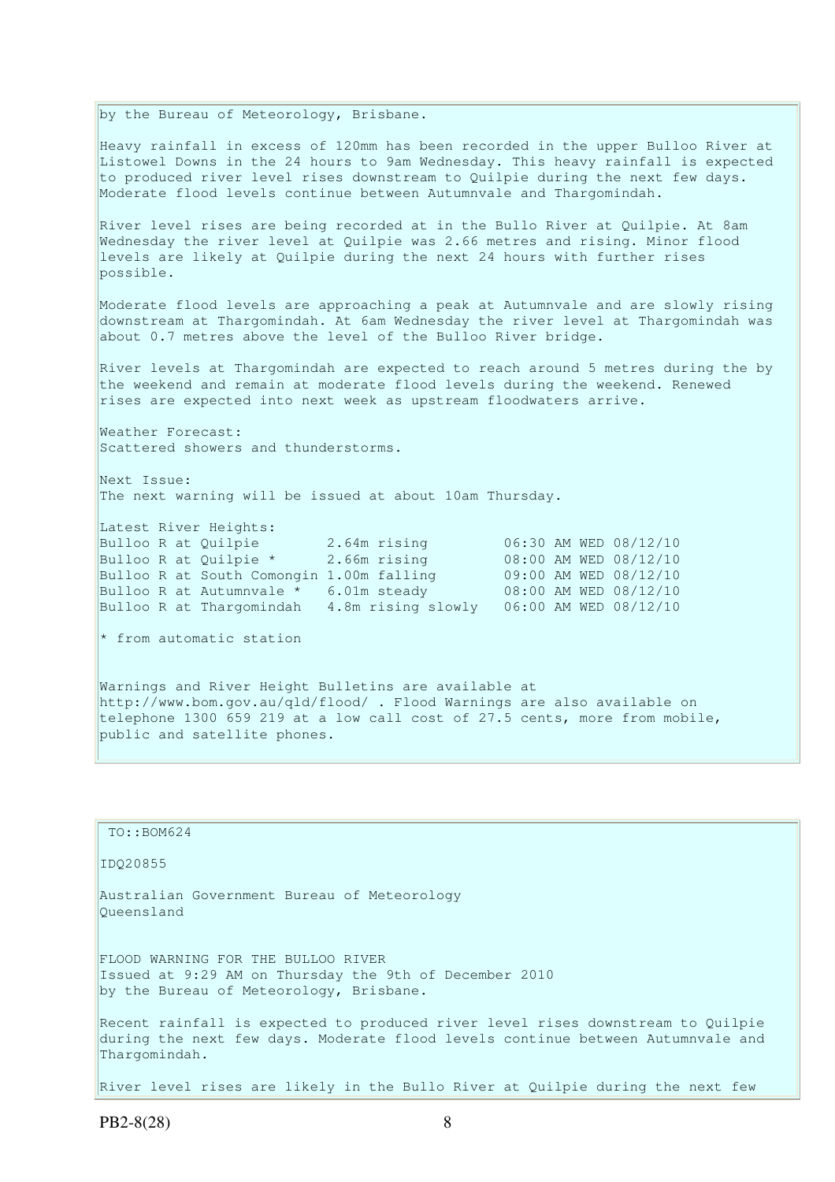by the Bureau of Meteorology, Brisbane.

Heavy rainfall in excess of 120mm has been recorded in the upper Bulloo River at Listowel Downs in the 24 hours to 9am Wednesday. This heavy rainfall is expected to produced river level rises downstream to Quilpie during the next few days. Moderate flood levels continue between Autumnvale and Thargomindah.

River level rises are being recorded at in the Bullo River at Quilpie. At 8am Wednesday the river level at Quilpie was 2.66 metres and rising. Minor flood levels are likely at Quilpie during the next 24 hours with further rises possible.

Moderate flood levels are approaching a peak at Autumnvale and are slowly rising downstream at Thargomindah. At 6am Wednesday the river level at Thargomindah was about 0.7 metres above the level of the Bulloo River bridge.

River levels at Thargomindah are expected to reach around 5 metres during the by the weekend and remain at moderate flood levels during the weekend. Renewed rises are expected into next week as upstream floodwaters arrive.

Weather Forecast:
Scattered showers and thunderstorms.

Next Issue:
The next warning will be issued at about 10am Thursday.

Latest River Heights:

```
Bulloo R at Quilpie        2.64m rising         06:30 AM WED 08/12/10
Bulloo R at Quilpie *      2.66m rising         08:00 AM WED 08/12/10
Bulloo R at South Comongin 1.00m falling        09:00 AM WED 08/12/10
Bulloo R at Autumnvale *   6.01m steady         08:00 AM WED 08/12/10
Bulloo R at Thargomindah   4.8m rising slowly   06:00 AM WED 08/12/10
```

* from automatic station

Warnings and River Height Bulletins are available at http://www.bom.gov.au/qld/flood/ . Flood Warnings are also available on telephone 1300 659 219 at a low call cost of 27.5 cents, more from mobile, public and satellite phones.

TO::BOM624

IDQ20855

Australian Government Bureau of Meteorology
Queensland

FLOOD WARNING FOR THE BULLOO RIVER
Issued at 9:29 AM on Thursday the 9th of December 2010
by the Bureau of Meteorology, Brisbane.

Recent rainfall is expected to produced river level rises downstream to Quilpie during the next few days. Moderate flood levels continue between Autumnvale and Thargomindah.

River level rises are likely in the Bullo River at Quilpie during the next few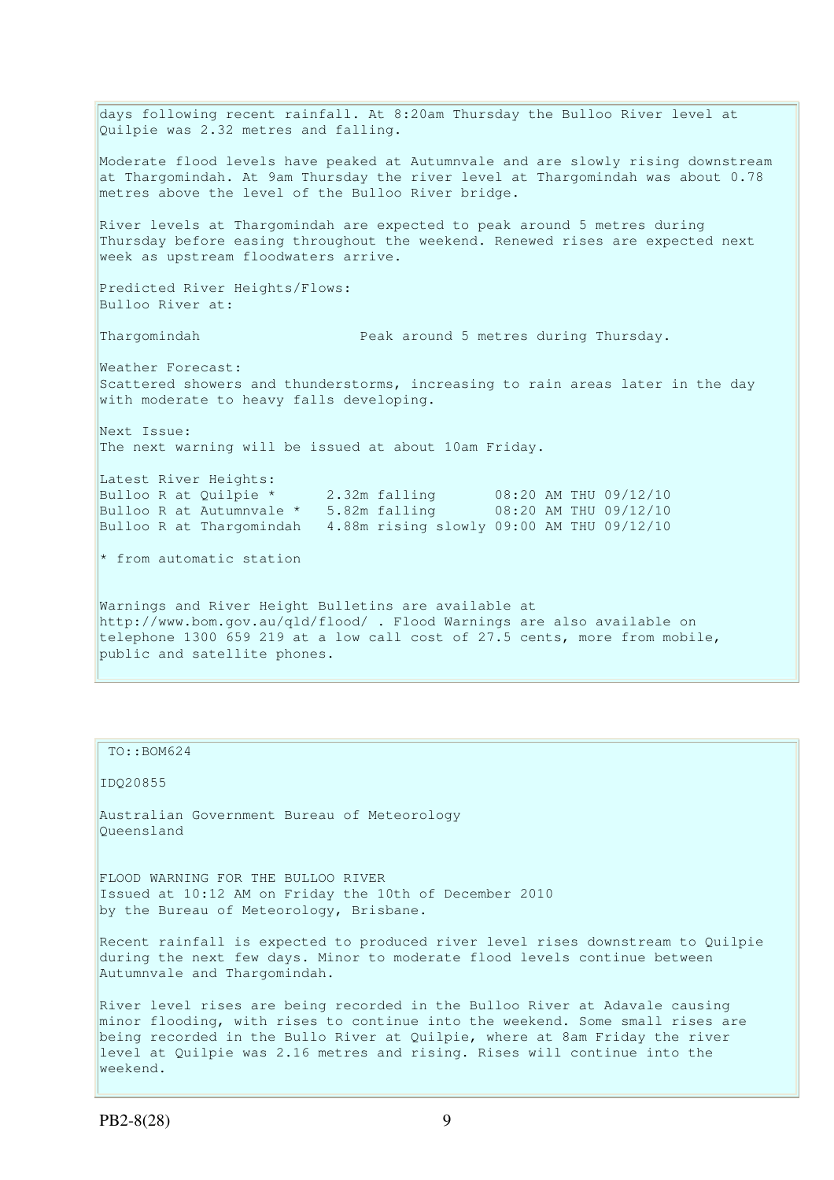days following recent rainfall. At 8:20am Thursday the Bulloo River level at Quilpie was 2.32 metres and falling.

Moderate flood levels have peaked at Autumnvale and are slowly rising downstream at Thargomindah. At 9am Thursday the river level at Thargomindah was about 0.78 metres above the level of the Bulloo River bridge.

River levels at Thargomindah are expected to peak around 5 metres during Thursday before easing throughout the weekend. Renewed rises are expected next week as upstream floodwaters arrive.

Predicted River Heights/Flows:
Bulloo River at:

Thargomindah                    Peak around 5 metres during Thursday.

Weather Forecast:
Scattered showers and thunderstorms, increasing to rain areas later in the day with moderate to heavy falls developing.

Next Issue:
The next warning will be issued at about 10am Friday.

Latest River Heights:

```
Bulloo R at Quilpie *      2.32m falling       08:20 AM THU 09/12/10
Bulloo R at Autumnvale *   5.82m falling       08:20 AM THU 09/12/10
Bulloo R at Thargomindah   4.88m rising slowly 09:00 AM THU 09/12/10
```

* from automatic station

Warnings and River Height Bulletins are available at http://www.bom.gov.au/qld/flood/ . Flood Warnings are also available on telephone 1300 659 219 at a low call cost of 27.5 cents, more from mobile, public and satellite phones.

TO::BOM624

IDQ20855

Australian Government Bureau of Meteorology
Queensland

FLOOD WARNING FOR THE BULLOO RIVER
Issued at 10:12 AM on Friday the 10th of December 2010
by the Bureau of Meteorology, Brisbane.

Recent rainfall is expected to produced river level rises downstream to Quilpie during the next few days. Minor to moderate flood levels continue between Autumnvale and Thargomindah.

River level rises are being recorded in the Bulloo River at Adavale causing minor flooding, with rises to continue into the weekend. Some small rises are being recorded in the Bullo River at Quilpie, where at 8am Friday the river level at Quilpie was 2.16 metres and rising. Rises will continue into the weekend.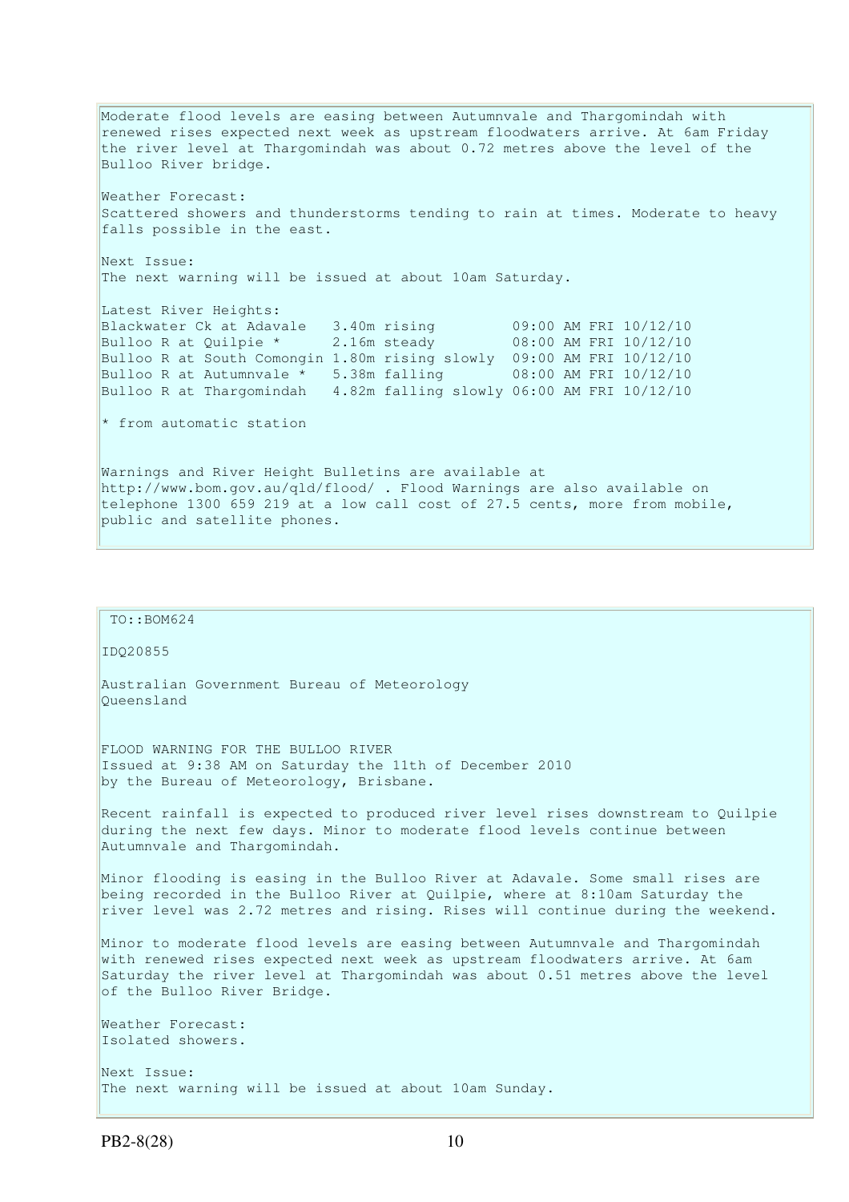Moderate flood levels are easing between Autumnvale and Thargomindah with renewed rises expected next week as upstream floodwaters arrive. At 6am Friday the river level at Thargomindah was about 0.72 metres above the level of the Bulloo River bridge.

Weather Forecast:
Scattered showers and thunderstorms tending to rain at times. Moderate to heavy falls possible in the east.

Next Issue:
The next warning will be issued at about 10am Saturday.

Latest River Heights:

```
Blackwater Ck at Adavale   3.40m rising         09:00 AM FRI 10/12/10
Bulloo R at Quilpie *      2.16m steady         08:00 AM FRI 10/12/10
Bulloo R at South Comongin 1.80m rising slowly  09:00 AM FRI 10/12/10
Bulloo R at Autumnvale *   5.38m falling        08:00 AM FRI 10/12/10
Bulloo R at Thargomindah   4.82m falling slowly 06:00 AM FRI 10/12/10
```

* from automatic station

Warnings and River Height Bulletins are available at http://www.bom.gov.au/qld/flood/ . Flood Warnings are also available on telephone 1300 659 219 at a low call cost of 27.5 cents, more from mobile, public and satellite phones.

---

TO::BOM624

IDQ20855

Australian Government Bureau of Meteorology
Queensland

FLOOD WARNING FOR THE BULLOO RIVER
Issued at 9:38 AM on Saturday the 11th of December 2010
by the Bureau of Meteorology, Brisbane.

Recent rainfall is expected to produced river level rises downstream to Quilpie during the next few days. Minor to moderate flood levels continue between Autumnvale and Thargomindah.

Minor flooding is easing in the Bulloo River at Adavale. Some small rises are being recorded in the Bulloo River at Quilpie, where at 8:10am Saturday the river level was 2.72 metres and rising. Rises will continue during the weekend.

Minor to moderate flood levels are easing between Autumnvale and Thargomindah with renewed rises expected next week as upstream floodwaters arrive. At 6am Saturday the river level at Thargomindah was about 0.51 metres above the level of the Bulloo River Bridge.

Weather Forecast:
Isolated showers.

Next Issue:
The next warning will be issued at about 10am Sunday.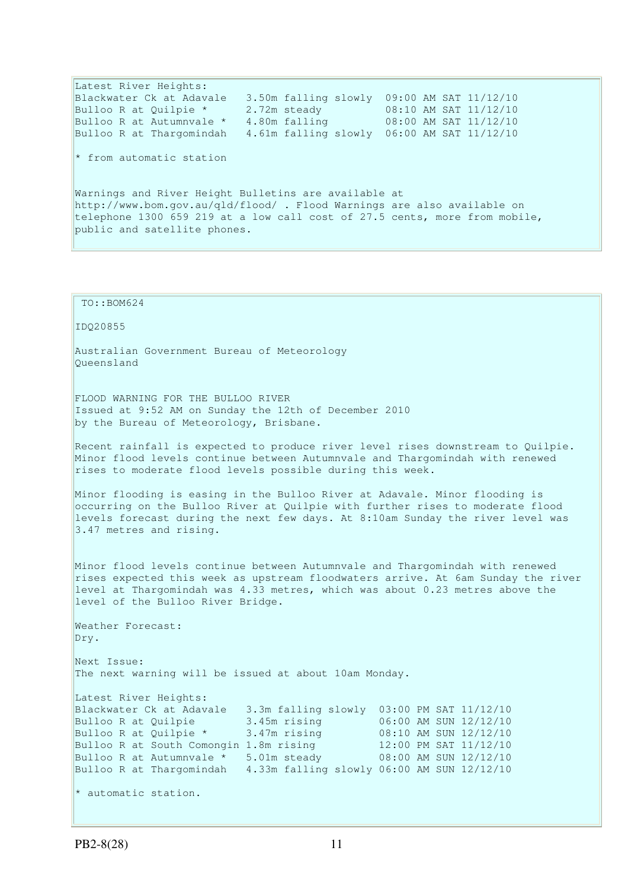Latest River Heights:

| | | |
|---|---|---|
| Blackwater Ck at Adavale | 3.50m falling slowly | 09:00 AM SAT 11/12/10 |
| Bulloo R at Quilpie * | 2.72m steady | 08:10 AM SAT 11/12/10 |
| Bulloo R at Autumnvale * | 4.80m falling | 08:00 AM SAT 11/12/10 |
| Bulloo R at Thargomindah | 4.61m falling slowly | 06:00 AM SAT 11/12/10 |

* from automatic station

Warnings and River Height Bulletins are available at http://www.bom.gov.au/qld/flood/ . Flood Warnings are also available on telephone 1300 659 219 at a low call cost of 27.5 cents, more from mobile, public and satellite phones.

---

TO::BOM624

IDQ20855

Australian Government Bureau of Meteorology
Queensland

FLOOD WARNING FOR THE BULLOO RIVER
Issued at 9:52 AM on Sunday the 12th of December 2010
by the Bureau of Meteorology, Brisbane.

Recent rainfall is expected to produce river level rises downstream to Quilpie. Minor flood levels continue between Autumnvale and Thargomindah with renewed rises to moderate flood levels possible during this week.

Minor flooding is easing in the Bulloo River at Adavale. Minor flooding is occurring on the Bulloo River at Quilpie with further rises to moderate flood levels forecast during the next few days. At 8:10am Sunday the river level was 3.47 metres and rising.

Minor flood levels continue between Autumnvale and Thargomindah with renewed rises expected this week as upstream floodwaters arrive. At 6am Sunday the river level at Thargomindah was 4.33 metres, which was about 0.23 metres above the level of the Bulloo River Bridge.

Weather Forecast:
Dry.

Next Issue:
The next warning will be issued at about 10am Monday.

Latest River Heights:

| | | |
|---|---|---|
| Blackwater Ck at Adavale | 3.3m falling slowly | 03:00 PM SAT 11/12/10 |
| Bulloo R at Quilpie | 3.45m rising | 06:00 AM SUN 12/12/10 |
| Bulloo R at Quilpie * | 3.47m rising | 08:10 AM SUN 12/12/10 |
| Bulloo R at South Comongin | 1.8m rising | 12:00 PM SAT 11/12/10 |
| Bulloo R at Autumnvale * | 5.01m steady | 08:00 AM SUN 12/12/10 |
| Bulloo R at Thargomindah | 4.33m falling slowly | 06:00 AM SUN 12/12/10 |

* automatic station.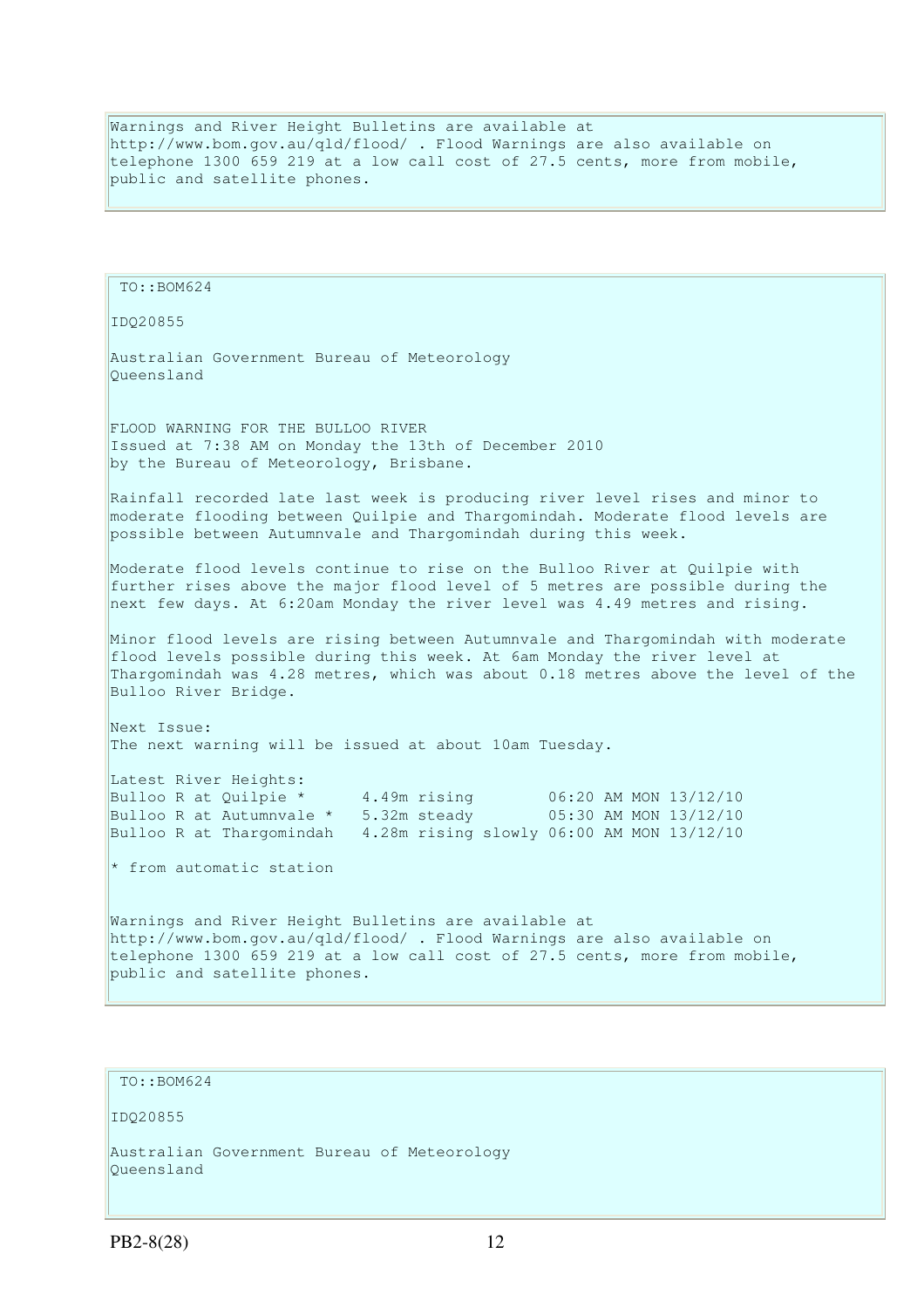Warnings and River Height Bulletins are available at http://www.bom.gov.au/qld/flood/ . Flood Warnings are also available on telephone 1300 659 219 at a low call cost of 27.5 cents, more from mobile, public and satellite phones.

TO::BOM624

IDQ20855

Australian Government Bureau of Meteorology
Queensland

FLOOD WARNING FOR THE BULLOO RIVER
Issued at 7:38 AM on Monday the 13th of December 2010
by the Bureau of Meteorology, Brisbane.

Rainfall recorded late last week is producing river level rises and minor to moderate flooding between Quilpie and Thargomindah. Moderate flood levels are possible between Autumnvale and Thargomindah during this week.

Moderate flood levels continue to rise on the Bulloo River at Quilpie with further rises above the major flood level of 5 metres are possible during the next few days. At 6:20am Monday the river level was 4.49 metres and rising.

Minor flood levels are rising between Autumnvale and Thargomindah with moderate flood levels possible during this week. At 6am Monday the river level at Thargomindah was 4.28 metres, which was about 0.18 metres above the level of the Bulloo River Bridge.

Next Issue:
The next warning will be issued at about 10am Tuesday.

Latest River Heights:

```
Bulloo R at Quilpie *      4.49m rising        06:20 AM MON 13/12/10
Bulloo R at Autumnvale *   5.32m steady        05:30 AM MON 13/12/10
Bulloo R at Thargomindah   4.28m rising slowly 06:00 AM MON 13/12/10
```

* from automatic station

Warnings and River Height Bulletins are available at http://www.bom.gov.au/qld/flood/ . Flood Warnings are also available on telephone 1300 659 219 at a low call cost of 27.5 cents, more from mobile, public and satellite phones.

TO::BOM624

IDQ20855

Australian Government Bureau of Meteorology
Queensland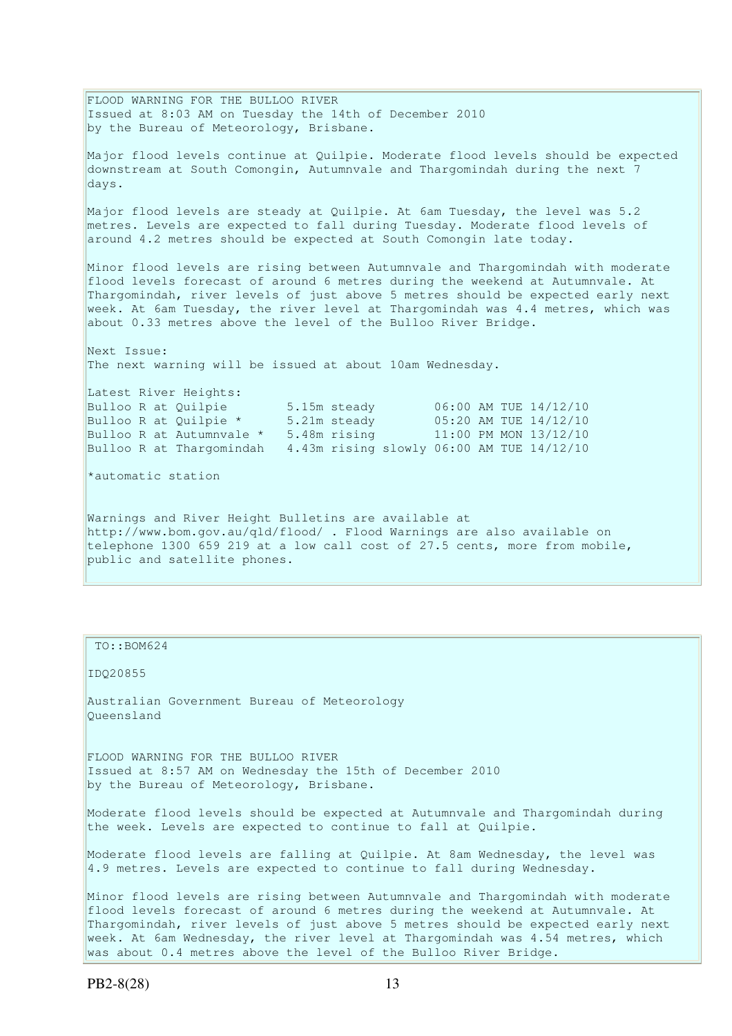FLOOD WARNING FOR THE BULLOO RIVER
Issued at 8:03 AM on Tuesday the 14th of December 2010
by the Bureau of Meteorology, Brisbane.

Major flood levels continue at Quilpie. Moderate flood levels should be expected downstream at South Comongin, Autumnvale and Thargomindah during the next 7 days.

Major flood levels are steady at Quilpie. At 6am Tuesday, the level was 5.2 metres. Levels are expected to fall during Tuesday. Moderate flood levels of around 4.2 metres should be expected at South Comongin late today.

Minor flood levels are rising between Autumnvale and Thargomindah with moderate flood levels forecast of around 6 metres during the weekend at Autumnvale. At Thargomindah, river levels of just above 5 metres should be expected early next week. At 6am Tuesday, the river level at Thargomindah was 4.4 metres, which was about 0.33 metres above the level of the Bulloo River Bridge.

Next Issue:
The next warning will be issued at about 10am Wednesday.

Latest River Heights:

```
Bulloo R at Quilpie        5.15m steady        06:00 AM TUE 14/12/10
Bulloo R at Quilpie *      5.21m steady        05:20 AM TUE 14/12/10
Bulloo R at Autumnvale *   5.48m rising        11:00 PM MON 13/12/10
Bulloo R at Thargomindah   4.43m rising slowly 06:00 AM TUE 14/12/10
```

*automatic station

Warnings and River Height Bulletins are available at http://www.bom.gov.au/qld/flood/ . Flood Warnings are also available on telephone 1300 659 219 at a low call cost of 27.5 cents, more from mobile, public and satellite phones.

---

TO::BOM624

IDQ20855

Australian Government Bureau of Meteorology
Queensland

FLOOD WARNING FOR THE BULLOO RIVER
Issued at 8:57 AM on Wednesday the 15th of December 2010
by the Bureau of Meteorology, Brisbane.

Moderate flood levels should be expected at Autumnvale and Thargomindah during the week. Levels are expected to continue to fall at Quilpie.

Moderate flood levels are falling at Quilpie. At 8am Wednesday, the level was 4.9 metres. Levels are expected to continue to fall during Wednesday.

Minor flood levels are rising between Autumnvale and Thargomindah with moderate flood levels forecast of around 6 metres during the weekend at Autumnvale. At Thargomindah, river levels of just above 5 metres should be expected early next week. At 6am Wednesday, the river level at Thargomindah was 4.54 metres, which was about 0.4 metres above the level of the Bulloo River Bridge.

PB2-8(28)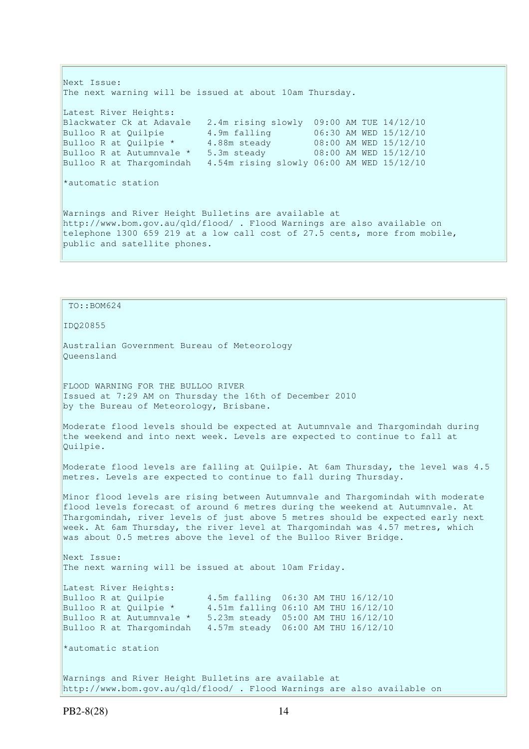Next Issue:
The next warning will be issued at about 10am Thursday.

Latest River Heights:

```
Blackwater Ck at Adavale   2.4m rising slowly  09:00 AM TUE 14/12/10
Bulloo R at Quilpie        4.9m falling        06:30 AM WED 15/12/10
Bulloo R at Quilpie *      4.88m steady        08:00 AM WED 15/12/10
Bulloo R at Autumnvale *   5.3m steady         08:00 AM WED 15/12/10
Bulloo R at Thargomindah   4.54m rising slowly 06:00 AM WED 15/12/10
```

*automatic station

Warnings and River Height Bulletins are available at http://www.bom.gov.au/qld/flood/ . Flood Warnings are also available on telephone 1300 659 219 at a low call cost of 27.5 cents, more from mobile, public and satellite phones.

---

TO::BOM624

IDQ20855

Australian Government Bureau of Meteorology
Queensland

FLOOD WARNING FOR THE BULLOO RIVER
Issued at 7:29 AM on Thursday the 16th of December 2010
by the Bureau of Meteorology, Brisbane.

Moderate flood levels should be expected at Autumnvale and Thargomindah during the weekend and into next week. Levels are expected to continue to fall at Quilpie.

Moderate flood levels are falling at Quilpie. At 6am Thursday, the level was 4.5 metres. Levels are expected to continue to fall during Thursday.

Minor flood levels are rising between Autumnvale and Thargomindah with moderate flood levels forecast of around 6 metres during the weekend at Autumnvale. At Thargomindah, river levels of just above 5 metres should be expected early next week. At 6am Thursday, the river level at Thargomindah was 4.57 metres, which was about 0.5 metres above the level of the Bulloo River Bridge.

Next Issue:
The next warning will be issued at about 10am Friday.

Latest River Heights:

```
Bulloo R at Quilpie        4.5m falling  06:30 AM THU 16/12/10
Bulloo R at Quilpie *      4.51m falling 06:10 AM THU 16/12/10
Bulloo R at Autumnvale *   5.23m steady  05:00 AM THU 16/12/10
Bulloo R at Thargomindah   4.57m steady  06:00 AM THU 16/12/10
```

*automatic station

Warnings and River Height Bulletins are available at http://www.bom.gov.au/qld/flood/ . Flood Warnings are also available on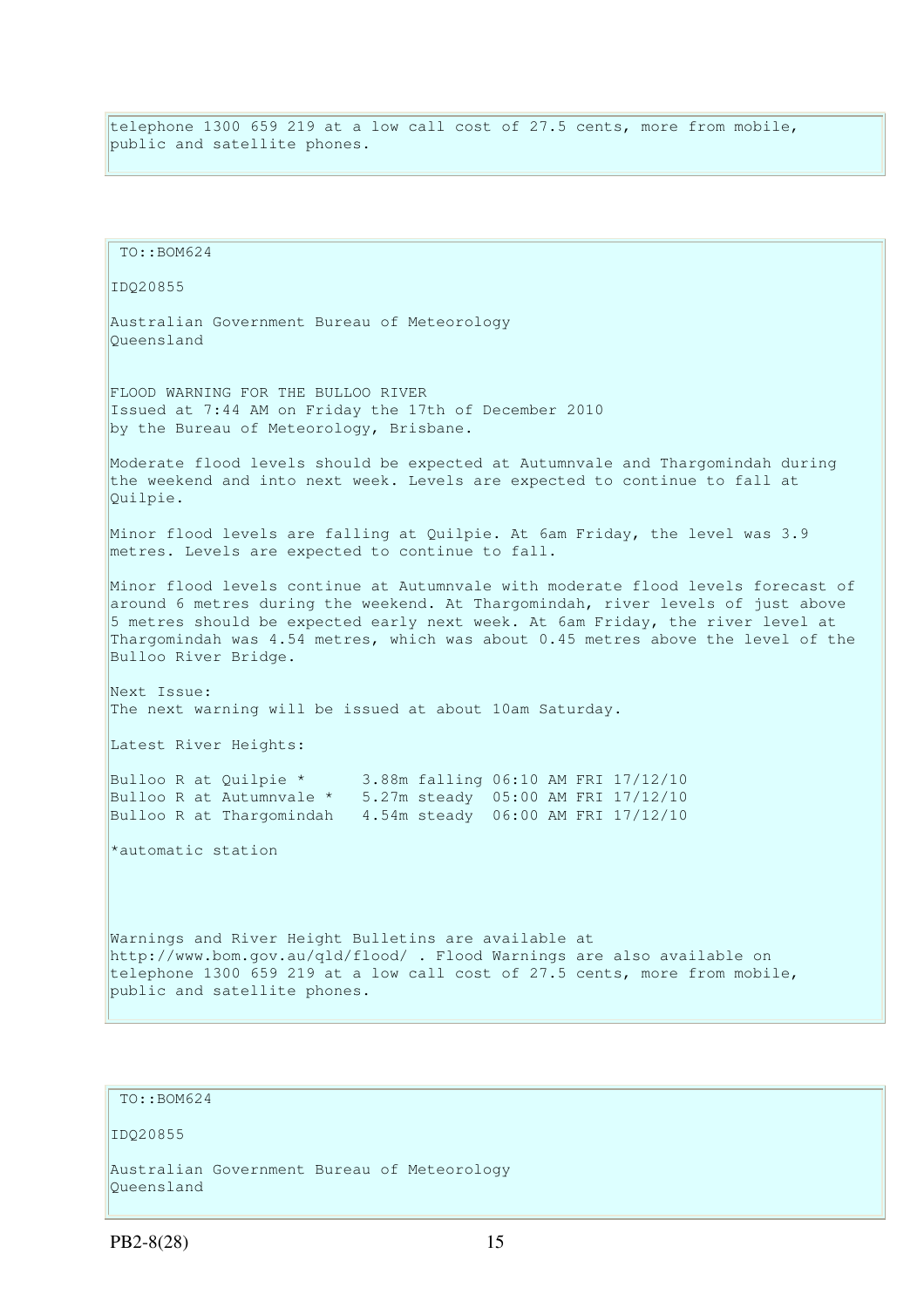telephone 1300 659 219 at a low call cost of 27.5 cents, more from mobile, public and satellite phones.

TO::BOM624

IDQ20855

Australian Government Bureau of Meteorology
Queensland

FLOOD WARNING FOR THE BULLOO RIVER
Issued at 7:44 AM on Friday the 17th of December 2010
by the Bureau of Meteorology, Brisbane.

Moderate flood levels should be expected at Autumnvale and Thargomindah during the weekend and into next week. Levels are expected to continue to fall at Quilpie.

Minor flood levels are falling at Quilpie. At 6am Friday, the level was 3.9 metres. Levels are expected to continue to fall.

Minor flood levels continue at Autumnvale with moderate flood levels forecast of around 6 metres during the weekend. At Thargomindah, river levels of just above 5 metres should be expected early next week. At 6am Friday, the river level at Thargomindah was 4.54 metres, which was about 0.45 metres above the level of the Bulloo River Bridge.

Next Issue:
The next warning will be issued at about 10am Saturday.

Latest River Heights:

```
Bulloo R at Quilpie *      3.88m falling 06:10 AM FRI 17/12/10
Bulloo R at Autumnvale *   5.27m steady  05:00 AM FRI 17/12/10
Bulloo R at Thargomindah   4.54m steady  06:00 AM FRI 17/12/10
```

*automatic station

Warnings and River Height Bulletins are available at http://www.bom.gov.au/qld/flood/ . Flood Warnings are also available on telephone 1300 659 219 at a low call cost of 27.5 cents, more from mobile, public and satellite phones.

TO::BOM624

IDQ20855

Australian Government Bureau of Meteorology
Queensland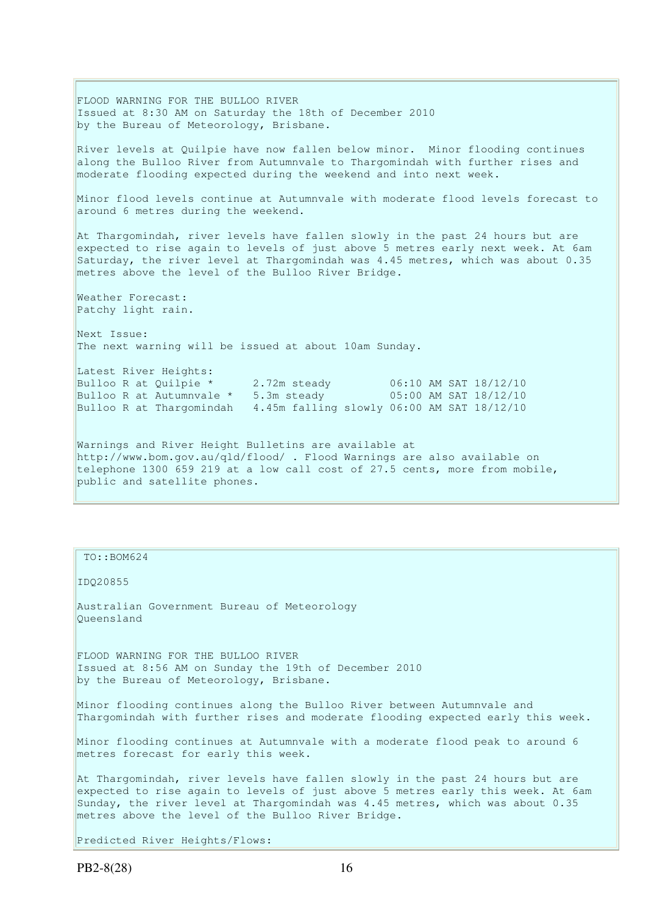FLOOD WARNING FOR THE BULLOO RIVER
Issued at 8:30 AM on Saturday the 18th of December 2010
by the Bureau of Meteorology, Brisbane.

River levels at Quilpie have now fallen below minor. Minor flooding continues along the Bulloo River from Autumnvale to Thargomindah with further rises and moderate flooding expected during the weekend and into next week.

Minor flood levels continue at Autumnvale with moderate flood levels forecast to around 6 metres during the weekend.

At Thargomindah, river levels have fallen slowly in the past 24 hours but are expected to rise again to levels of just above 5 metres early next week. At 6am Saturday, the river level at Thargomindah was 4.45 metres, which was about 0.35 metres above the level of the Bulloo River Bridge.

Weather Forecast:
Patchy light rain.

Next Issue:
The next warning will be issued at about 10am Sunday.

Latest River Heights:

```
Bulloo R at Quilpie *      2.72m steady         06:10 AM SAT 18/12/10
Bulloo R at Autumnvale *   5.3m steady          05:00 AM SAT 18/12/10
Bulloo R at Thargomindah   4.45m falling slowly 06:00 AM SAT 18/12/10
```

Warnings and River Height Bulletins are available at http://www.bom.gov.au/qld/flood/ . Flood Warnings are also available on telephone 1300 659 219 at a low call cost of 27.5 cents, more from mobile, public and satellite phones.

TO::BOM624

IDQ20855

Australian Government Bureau of Meteorology
Queensland

FLOOD WARNING FOR THE BULLOO RIVER
Issued at 8:56 AM on Sunday the 19th of December 2010
by the Bureau of Meteorology, Brisbane.

Minor flooding continues along the Bulloo River between Autumnvale and Thargomindah with further rises and moderate flooding expected early this week.

Minor flooding continues at Autumnvale with a moderate flood peak to around 6 metres forecast for early this week.

At Thargomindah, river levels have fallen slowly in the past 24 hours but are expected to rise again to levels of just above 5 metres early this week. At 6am Sunday, the river level at Thargomindah was 4.45 metres, which was about 0.35 metres above the level of the Bulloo River Bridge.

Predicted River Heights/Flows:

PB2-8(28)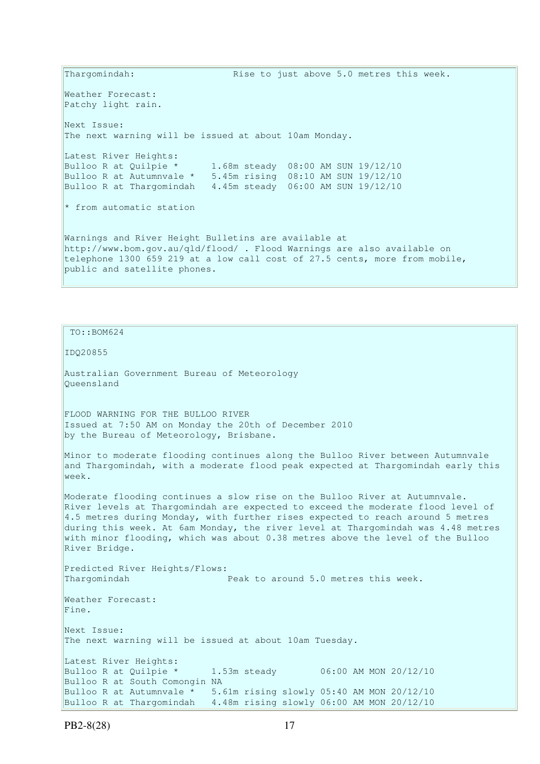Thargomindah: Rise to just above 5.0 metres this week.

Weather Forecast:
Patchy light rain.

Next Issue:
The next warning will be issued at about 10am Monday.

Latest River Heights:

```
Bulloo R at Quilpie *      1.68m steady  08:00 AM SUN 19/12/10
Bulloo R at Autumnvale *   5.45m rising  08:10 AM SUN 19/12/10
Bulloo R at Thargomindah   4.45m steady  06:00 AM SUN 19/12/10
```

* from automatic station

Warnings and River Height Bulletins are available at http://www.bom.gov.au/qld/flood/ . Flood Warnings are also available on telephone 1300 659 219 at a low call cost of 27.5 cents, more from mobile, public and satellite phones.

---

TO::BOM624

IDQ20855

Australian Government Bureau of Meteorology
Queensland

FLOOD WARNING FOR THE BULLOO RIVER
Issued at 7:50 AM on Monday the 20th of December 2010
by the Bureau of Meteorology, Brisbane.

Minor to moderate flooding continues along the Bulloo River between Autumnvale and Thargomindah, with a moderate flood peak expected at Thargomindah early this week.

Moderate flooding continues a slow rise on the Bulloo River at Autumnvale. River levels at Thargomindah are expected to exceed the moderate flood level of 4.5 metres during Monday, with further rises expected to reach around 5 metres during this week. At 6am Monday, the river level at Thargomindah was 4.48 metres with minor flooding, which was about 0.38 metres above the level of the Bulloo River Bridge.

Predicted River Heights/Flows:
Thargomindah Peak to around 5.0 metres this week.

Weather Forecast:
Fine.

Next Issue:
The next warning will be issued at about 10am Tuesday.

Latest River Heights:

```
Bulloo R at Quilpie *      1.53m steady        06:00 AM MON 20/12/10
Bulloo R at South Comongin NA
Bulloo R at Autumnvale *   5.61m rising slowly 05:40 AM MON 20/12/10
Bulloo R at Thargomindah   4.48m rising slowly 06:00 AM MON 20/12/10
```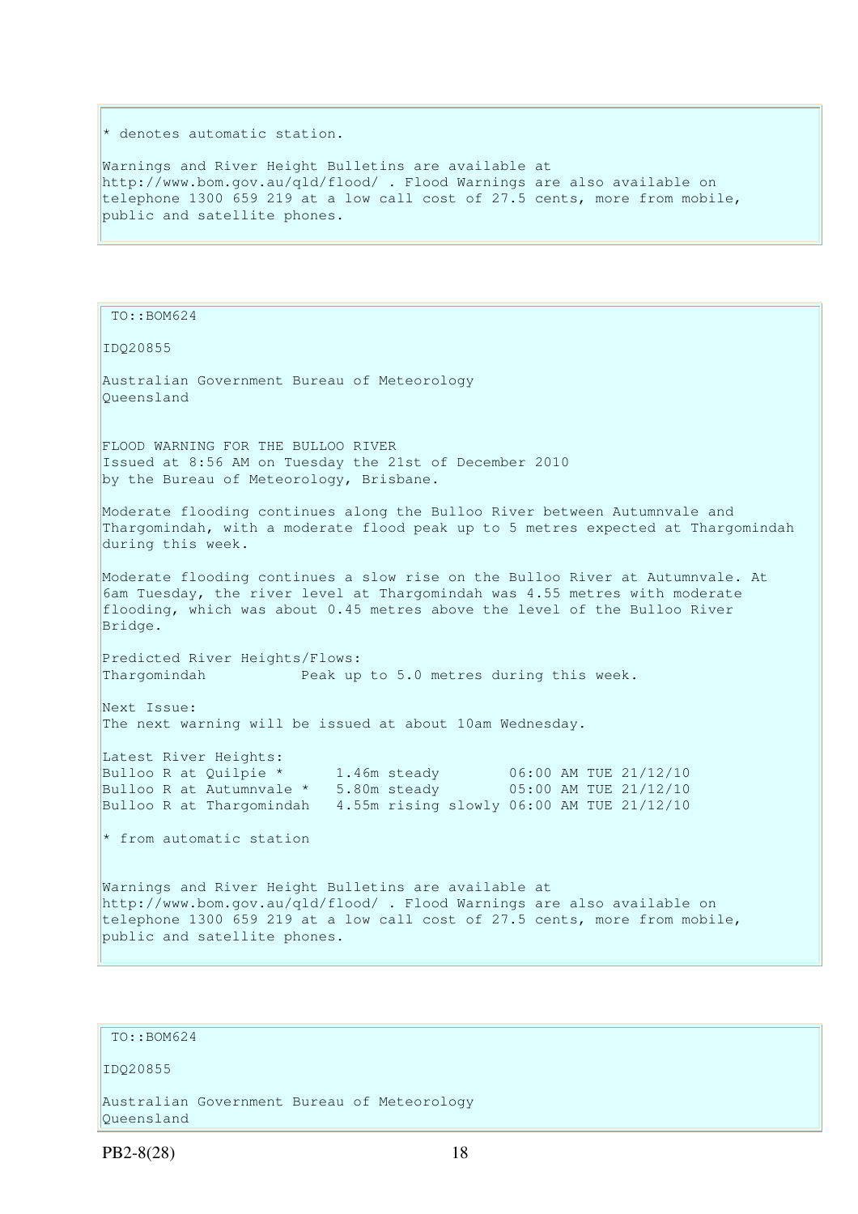* denotes automatic station.

Warnings and River Height Bulletins are available at http://www.bom.gov.au/qld/flood/ . Flood Warnings are also available on telephone 1300 659 219 at a low call cost of 27.5 cents, more from mobile, public and satellite phones.

TO::BOM624

IDQ20855

Australian Government Bureau of Meteorology
Queensland

FLOOD WARNING FOR THE BULLOO RIVER
Issued at 8:56 AM on Tuesday the 21st of December 2010
by the Bureau of Meteorology, Brisbane.

Moderate flooding continues along the Bulloo River between Autumnvale and Thargomindah, with a moderate flood peak up to 5 metres expected at Thargomindah during this week.

Moderate flooding continues a slow rise on the Bulloo River at Autumnvale. At 6am Tuesday, the river level at Thargomindah was 4.55 metres with moderate flooding, which was about 0.45 metres above the level of the Bulloo River Bridge.

Predicted River Heights/Flows:
Thargomindah           Peak up to 5.0 metres during this week.

Next Issue:
The next warning will be issued at about 10am Wednesday.

Latest River Heights:

```
Bulloo R at Quilpie *      1.46m steady        06:00 AM TUE 21/12/10
Bulloo R at Autumnvale *   5.80m steady        05:00 AM TUE 21/12/10
Bulloo R at Thargomindah   4.55m rising slowly 06:00 AM TUE 21/12/10
```

* from automatic station

Warnings and River Height Bulletins are available at http://www.bom.gov.au/qld/flood/ . Flood Warnings are also available on telephone 1300 659 219 at a low call cost of 27.5 cents, more from mobile, public and satellite phones.

TO::BOM624

IDQ20855

Australian Government Bureau of Meteorology
Queensland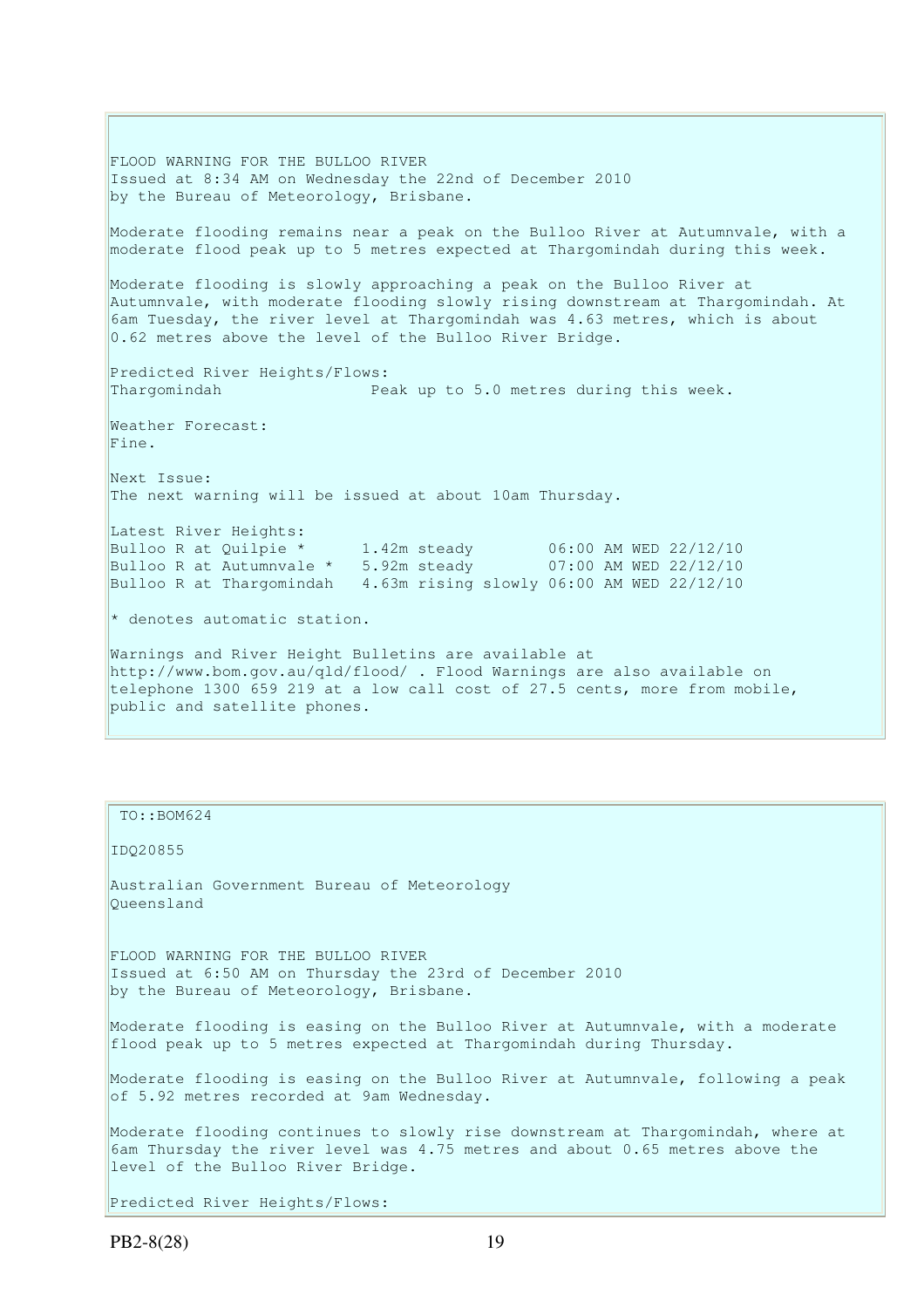FLOOD WARNING FOR THE BULLOO RIVER
Issued at 8:34 AM on Wednesday the 22nd of December 2010
by the Bureau of Meteorology, Brisbane.

Moderate flooding remains near a peak on the Bulloo River at Autumnvale, with a moderate flood peak up to 5 metres expected at Thargomindah during this week.

Moderate flooding is slowly approaching a peak on the Bulloo River at Autumnvale, with moderate flooding slowly rising downstream at Thargomindah. At 6am Tuesday, the river level at Thargomindah was 4.63 metres, which is about 0.62 metres above the level of the Bulloo River Bridge.

Predicted River Heights/Flows:

```
Thargomindah                Peak up to 5.0 metres during this week.
```

Weather Forecast:
Fine.

Next Issue:
The next warning will be issued at about 10am Thursday.

Latest River Heights:

```
Bulloo R at Quilpie *      1.42m steady        06:00 AM WED 22/12/10
Bulloo R at Autumnvale *   5.92m steady        07:00 AM WED 22/12/10
Bulloo R at Thargomindah   4.63m rising slowly 06:00 AM WED 22/12/10
```

* denotes automatic station.

Warnings and River Height Bulletins are available at http://www.bom.gov.au/qld/flood/ . Flood Warnings are also available on telephone 1300 659 219 at a low call cost of 27.5 cents, more from mobile, public and satellite phones.

---

TO::BOM624

IDQ20855

Australian Government Bureau of Meteorology
Queensland

FLOOD WARNING FOR THE BULLOO RIVER
Issued at 6:50 AM on Thursday the 23rd of December 2010
by the Bureau of Meteorology, Brisbane.

Moderate flooding is easing on the Bulloo River at Autumnvale, with a moderate flood peak up to 5 metres expected at Thargomindah during Thursday.

Moderate flooding is easing on the Bulloo River at Autumnvale, following a peak of 5.92 metres recorded at 9am Wednesday.

Moderate flooding continues to slowly rise downstream at Thargomindah, where at 6am Thursday the river level was 4.75 metres and about 0.65 metres above the level of the Bulloo River Bridge.

Predicted River Heights/Flows: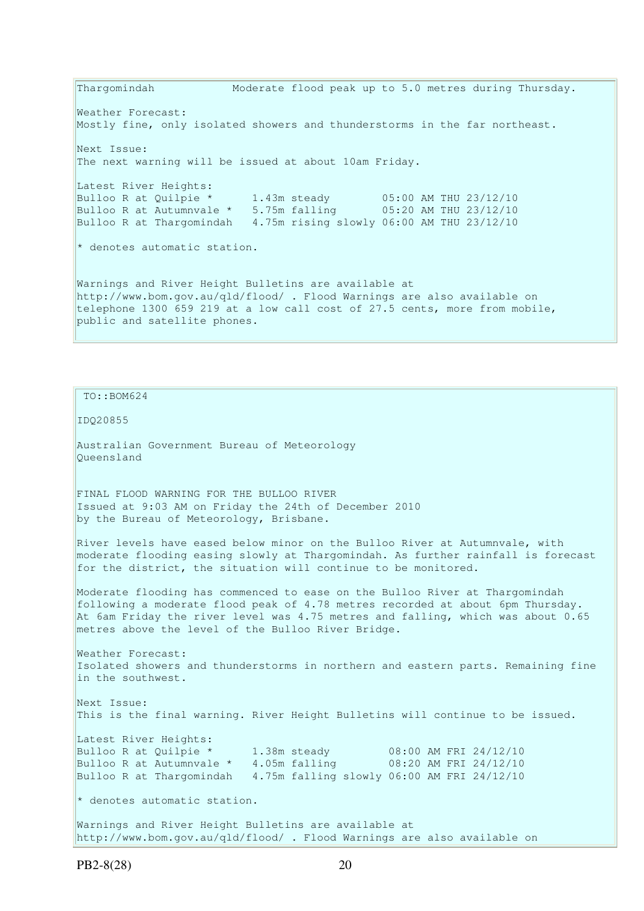```
Thargomindah            Moderate flood peak up to 5.0 metres during Thursday.

Weather Forecast:
Mostly fine, only isolated showers and thunderstorms in the far northeast.

Next Issue:
The next warning will be issued at about 10am Friday.

Latest River Heights:
Bulloo R at Quilpie *      1.43m steady        05:00 AM THU 23/12/10
Bulloo R at Autumnvale *   5.75m falling       05:20 AM THU 23/12/10
Bulloo R at Thargomindah   4.75m rising slowly 06:00 AM THU 23/12/10

* denotes automatic station.


Warnings and River Height Bulletins are available at
http://www.bom.gov.au/qld/flood/ . Flood Warnings are also available on
telephone 1300 659 219 at a low call cost of 27.5 cents, more from mobile,
public and satellite phones.
```

```
 TO::BOM624

IDQ20855

Australian Government Bureau of Meteorology
Queensland


FINAL FLOOD WARNING FOR THE BULLOO RIVER
Issued at 9:03 AM on Friday the 24th of December 2010
by the Bureau of Meteorology, Brisbane.

River levels have eased below minor on the Bulloo River at Autumnvale, with
moderate flooding easing slowly at Thargomindah. As further rainfall is forecast
for the district, the situation will continue to be monitored.

Moderate flooding has commenced to ease on the Bulloo River at Thargomindah
following a moderate flood peak of 4.78 metres recorded at about 6pm Thursday.
At 6am Friday the river level was 4.75 metres and falling, which was about 0.65
metres above the level of the Bulloo River Bridge.

Weather Forecast:
Isolated showers and thunderstorms in northern and eastern parts. Remaining fine
in the southwest.

Next Issue:
This is the final warning. River Height Bulletins will continue to be issued.

Latest River Heights:
Bulloo R at Quilpie *      1.38m steady         08:00 AM FRI 24/12/10
Bulloo R at Autumnvale *   4.05m falling        08:20 AM FRI 24/12/10
Bulloo R at Thargomindah   4.75m falling slowly 06:00 AM FRI 24/12/10

* denotes automatic station.

Warnings and River Height Bulletins are available at
http://www.bom.gov.au/qld/flood/ . Flood Warnings are also available on
```

PB2-8(28)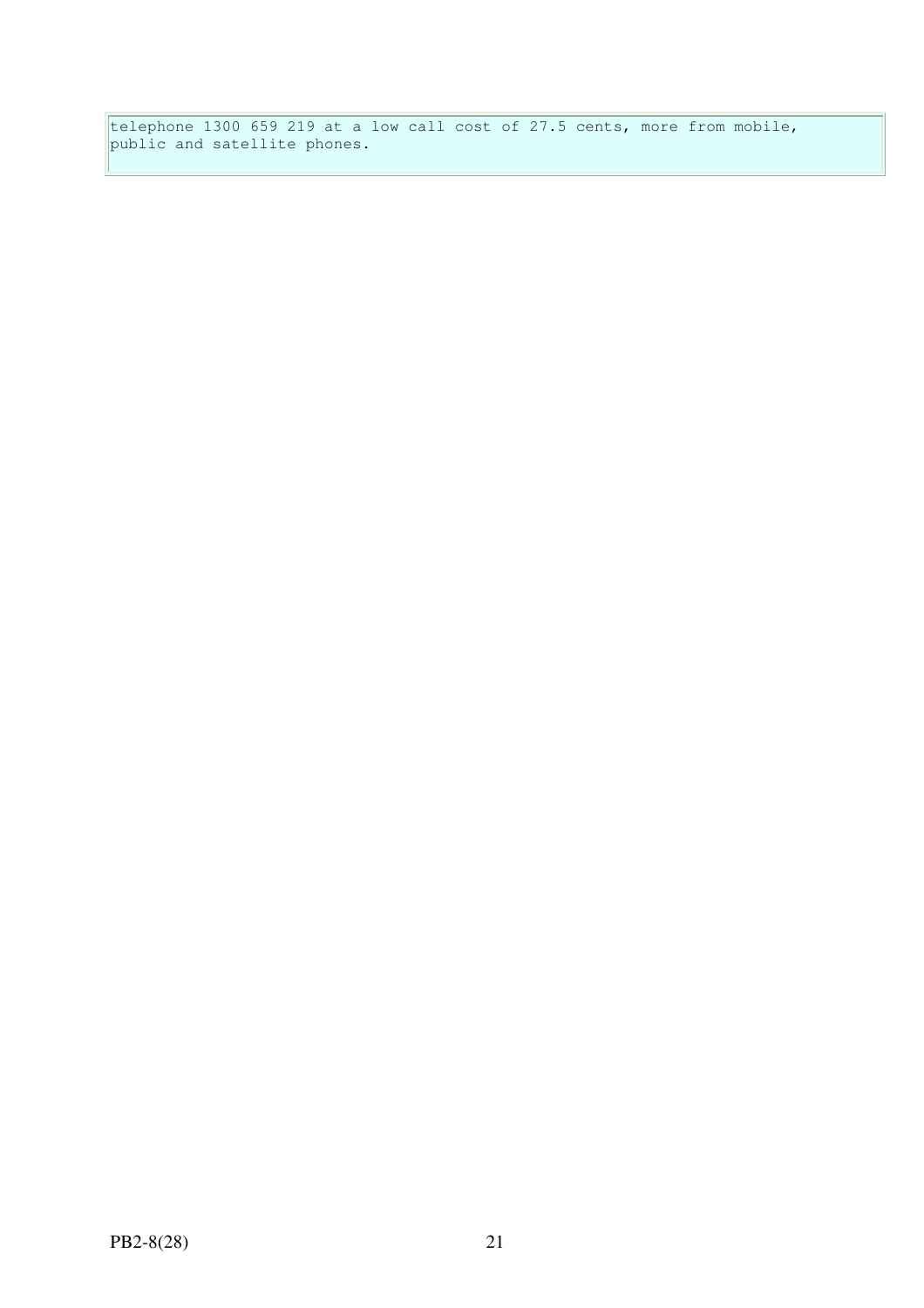```
telephone 1300 659 219 at a low call cost of 27.5 cents, more from mobile,
public and satellite phones.
```